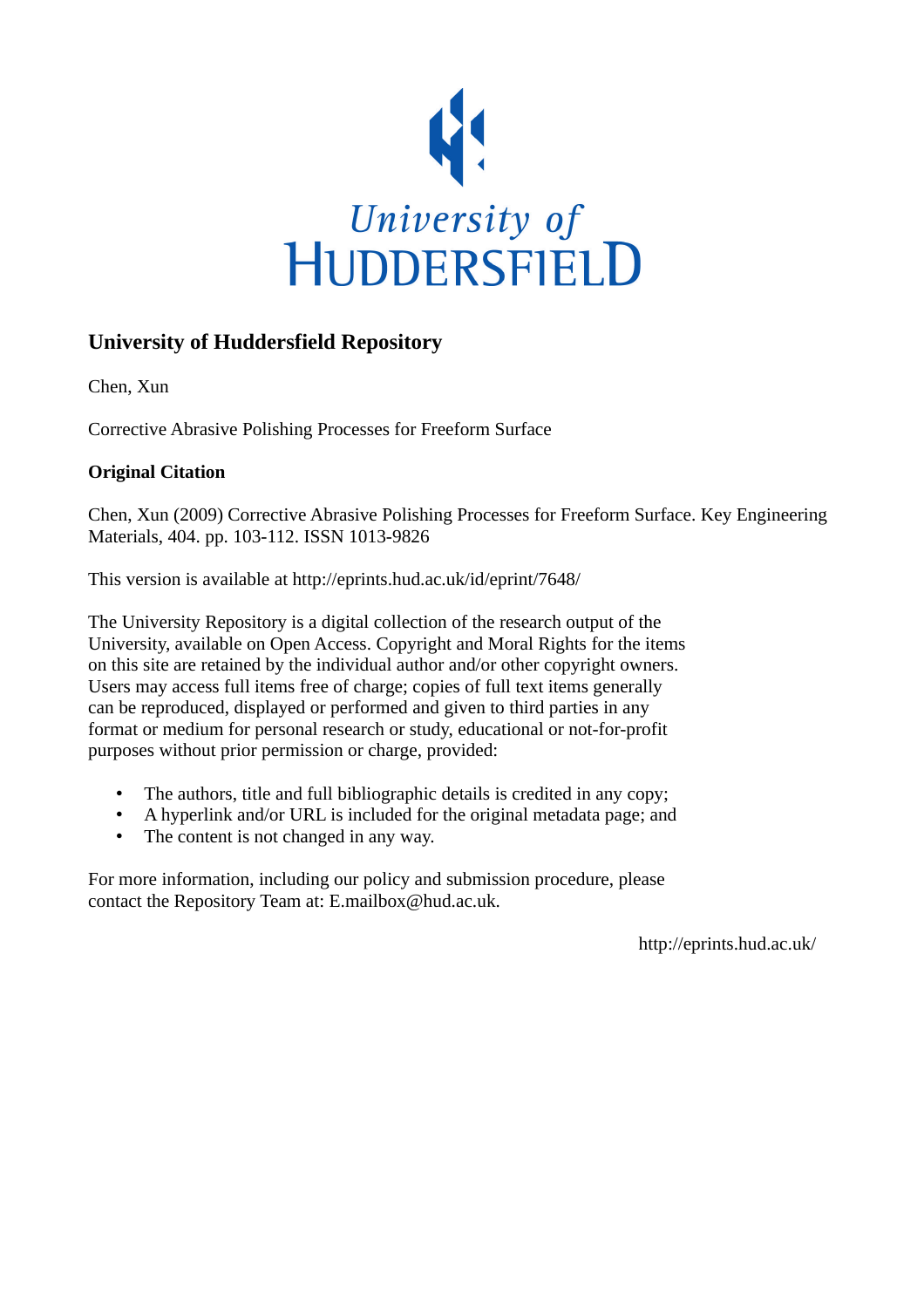University of HUDDERSFIELD

## University of Huddersfield Repository

Chen, Xun

Corrective Abrasive Polishing Processes for Freeform Surface

### Original Citation

Chen, Xun (2009) Corrective Abrasive Polishing Processes for Freeform Surface. Key Engineering Materials, 404. pp. 103-112. ISSN 1013-9826

This version is available at http://eprints.hud.ac.uk/id/eprint/7648/

The University Repository is a digital collection of the research output of the University, available on Open Access. Copyright and Moral Rights for the items on this site are retained by the individual author and/or other copyright owners. Users may access full items free of charge; copies of full text items generally can be reproduced, displayed or performed and given to third parties in any format or medium for personal research or study, educational or not-for-profit purposes without prior permission or charge, provided:

- The authors, title and full bibliographic details is credited in any copy;
- A hyperlink and/or URL is included for the original metadata page; and
- The content is not changed in any way.

For more information, including our policy and submission procedure, please contact the Repository Team at: E.mailbox@hud.ac.uk.

http://eprints.hud.ac.uk/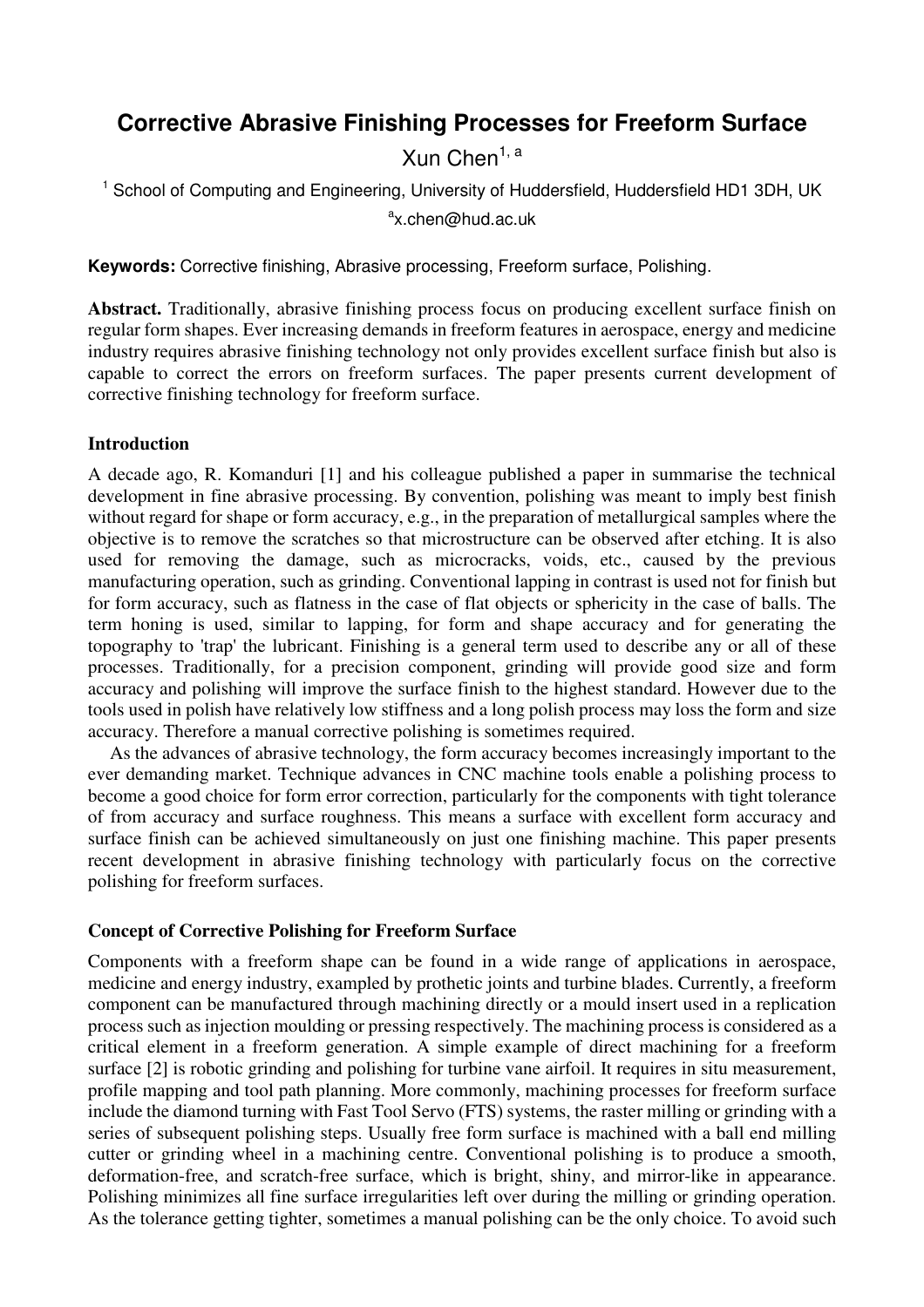# Corrective Abrasive Finishing Processes for Freeform Surface

Xun Chen[1, a]

[1] School of Computing and Engineering, University of Huddersfield, Huddersfield HD1 3DH, UK

[a]x.chen@hud.ac.uk

**Keywords:** Corrective finishing, Abrasive processing, Freeform surface, Polishing.

**Abstract.** Traditionally, abrasive finishing process focus on producing excellent surface finish on regular form shapes. Ever increasing demands in freeform features in aerospace, energy and medicine industry requires abrasive finishing technology not only provides excellent surface finish but also is capable to correct the errors on freeform surfaces. The paper presents current development of corrective finishing technology for freeform surface.

## Introduction

A decade ago, R. Komanduri [1] and his colleague published a paper in summarise the technical development in fine abrasive processing. By convention, polishing was meant to imply best finish without regard for shape or form accuracy, e.g., in the preparation of metallurgical samples where the objective is to remove the scratches so that microstructure can be observed after etching. It is also used for removing the damage, such as microcracks, voids, etc., caused by the previous manufacturing operation, such as grinding. Conventional lapping in contrast is used not for finish but for form accuracy, such as flatness in the case of flat objects or sphericity in the case of balls. The term honing is used, similar to lapping, for form and shape accuracy and for generating the topography to 'trap' the lubricant. Finishing is a general term used to describe any or all of these processes. Traditionally, for a precision component, grinding will provide good size and form accuracy and polishing will improve the surface finish to the highest standard. However due to the tools used in polish have relatively low stiffness and a long polish process may loss the form and size accuracy. Therefore a manual corrective polishing is sometimes required.

As the advances of abrasive technology, the form accuracy becomes increasingly important to the ever demanding market. Technique advances in CNC machine tools enable a polishing process to become a good choice for form error correction, particularly for the components with tight tolerance of from accuracy and surface roughness. This means a surface with excellent form accuracy and surface finish can be achieved simultaneously on just one finishing machine. This paper presents recent development in abrasive finishing technology with particularly focus on the corrective polishing for freeform surfaces.

## Concept of Corrective Polishing for Freeform Surface

Components with a freeform shape can be found in a wide range of applications in aerospace, medicine and energy industry, exampled by prothetic joints and turbine blades. Currently, a freeform component can be manufactured through machining directly or a mould insert used in a replication process such as injection moulding or pressing respectively. The machining process is considered as a critical element in a freeform generation. A simple example of direct machining for a freeform surface [2] is robotic grinding and polishing for turbine vane airfoil. It requires in situ measurement, profile mapping and tool path planning. More commonly, machining processes for freeform surface include the diamond turning with Fast Tool Servo (FTS) systems, the raster milling or grinding with a series of subsequent polishing steps. Usually free form surface is machined with a ball end milling cutter or grinding wheel in a machining centre. Conventional polishing is to produce a smooth, deformation-free, and scratch-free surface, which is bright, shiny, and mirror-like in appearance. Polishing minimizes all fine surface irregularities left over during the milling or grinding operation. As the tolerance getting tighter, sometimes a manual polishing can be the only choice. To avoid such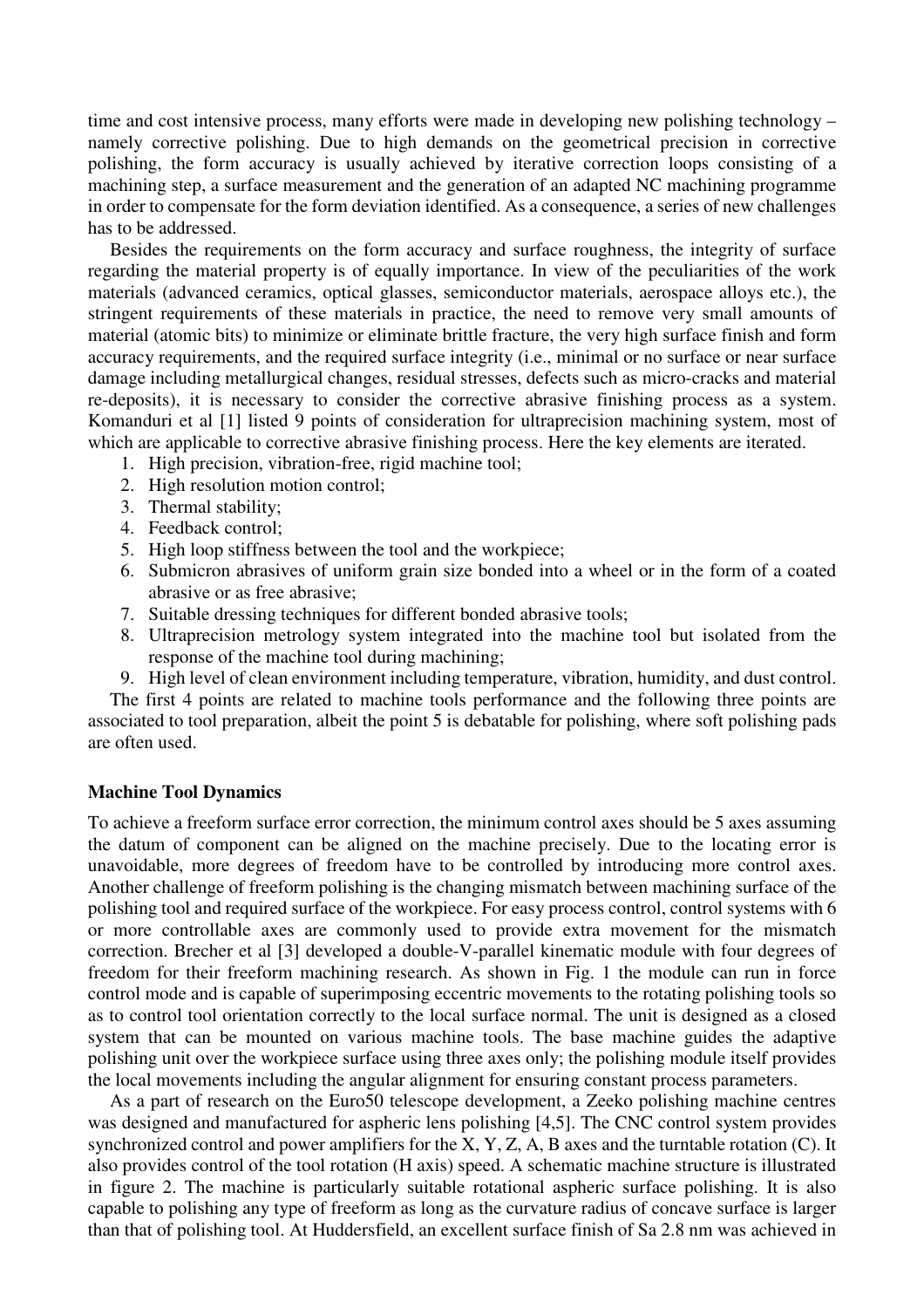time and cost intensive process, many efforts were made in developing new polishing technology – namely corrective polishing. Due to high demands on the geometrical precision in corrective polishing, the form accuracy is usually achieved by iterative correction loops consisting of a machining step, a surface measurement and the generation of an adapted NC machining programme in order to compensate for the form deviation identified. As a consequence, a series of new challenges has to be addressed.

Besides the requirements on the form accuracy and surface roughness, the integrity of surface regarding the material property is of equally importance. In view of the peculiarities of the work materials (advanced ceramics, optical glasses, semiconductor materials, aerospace alloys etc.), the stringent requirements of these materials in practice, the need to remove very small amounts of material (atomic bits) to minimize or eliminate brittle fracture, the very high surface finish and form accuracy requirements, and the required surface integrity (i.e., minimal or no surface or near surface damage including metallurgical changes, residual stresses, defects such as micro-cracks and material re-deposits), it is necessary to consider the corrective abrasive finishing process as a system. Komanduri et al [1] listed 9 points of consideration for ultraprecision machining system, most of which are applicable to corrective abrasive finishing process. Here the key elements are iterated.

1. High precision, vibration-free, rigid machine tool;
2. High resolution motion control;
3. Thermal stability;
4. Feedback control;
5. High loop stiffness between the tool and the workpiece;
6. Submicron abrasives of uniform grain size bonded into a wheel or in the form of a coated abrasive or as free abrasive;
7. Suitable dressing techniques for different bonded abrasive tools;
8. Ultraprecision metrology system integrated into the machine tool but isolated from the response of the machine tool during machining;
9. High level of clean environment including temperature, vibration, humidity, and dust control.

The first 4 points are related to machine tools performance and the following three points are associated to tool preparation, albeit the point 5 is debatable for polishing, where soft polishing pads are often used.

## Machine Tool Dynamics

To achieve a freeform surface error correction, the minimum control axes should be 5 axes assuming the datum of component can be aligned on the machine precisely. Due to the locating error is unavoidable, more degrees of freedom have to be controlled by introducing more control axes. Another challenge of freeform polishing is the changing mismatch between machining surface of the polishing tool and required surface of the workpiece. For easy process control, control systems with 6 or more controllable axes are commonly used to provide extra movement for the mismatch correction. Brecher et al [3] developed a double-V-parallel kinematic module with four degrees of freedom for their freeform machining research. As shown in Fig. 1 the module can run in force control mode and is capable of superimposing eccentric movements to the rotating polishing tools so as to control tool orientation correctly to the local surface normal. The unit is designed as a closed system that can be mounted on various machine tools. The base machine guides the adaptive polishing unit over the workpiece surface using three axes only; the polishing module itself provides the local movements including the angular alignment for ensuring constant process parameters.

As a part of research on the Euro50 telescope development, a Zeeko polishing machine centres was designed and manufactured for aspheric lens polishing [4,5]. The CNC control system provides synchronized control and power amplifiers for the X, Y, Z, A, B axes and the turntable rotation (C). It also provides control of the tool rotation (H axis) speed. A schematic machine structure is illustrated in figure 2. The machine is particularly suitable rotational aspheric surface polishing. It is also capable to polishing any type of freeform as long as the curvature radius of concave surface is larger than that of polishing tool. At Huddersfield, an excellent surface finish of Sa 2.8 nm was achieved in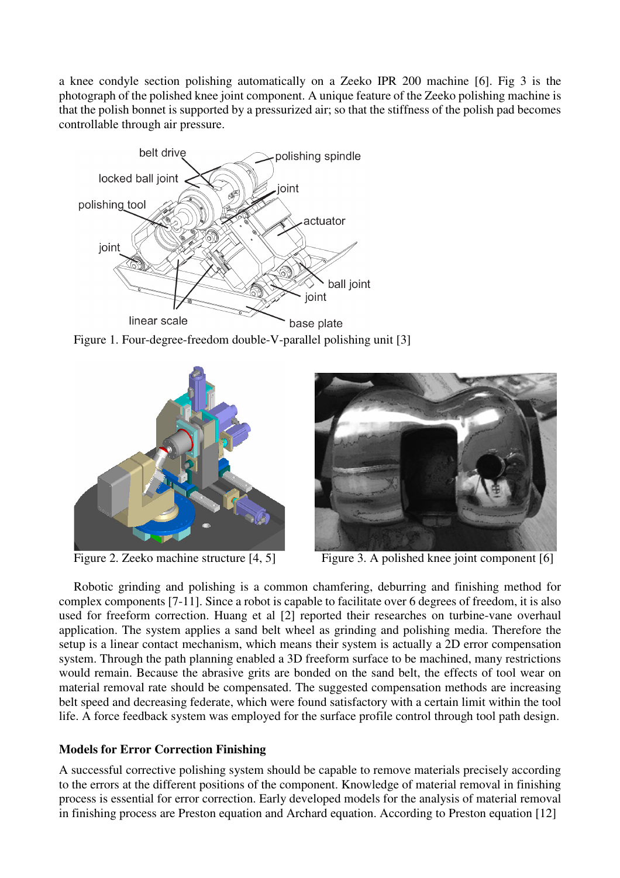a knee condyle section polishing automatically on a Zeeko IPR 200 machine [6]. Fig 3 is the photograph of the polished knee joint component. A unique feature of the Zeeko polishing machine is that the polish bonnet is supported by a pressurized air; so that the stiffness of the polish pad becomes controllable through air pressure.

belt drive
polishing spindle
locked ball joint
joint
polishing tool
actuator
joint
ball joint
joint
linear scale
base plate

Figure 1. Four-degree-freedom double-V-parallel polishing unit [3]

Figure 2. Zeeko machine structure [4, 5]

Figure 3. A polished knee joint component [6]

Robotic grinding and polishing is a common chamfering, deburring and finishing method for complex components [7-11]. Since a robot is capable to facilitate over 6 degrees of freedom, it is also used for freeform correction. Huang et al [2] reported their researches on turbine-vane overhaul application. The system applies a sand belt wheel as grinding and polishing media. Therefore the setup is a linear contact mechanism, which means their system is actually a 2D error compensation system. Through the path planning enabled a 3D freeform surface to be machined, many restrictions would remain. Because the abrasive grits are bonded on the sand belt, the effects of tool wear on material removal rate should be compensated. The suggested compensation methods are increasing belt speed and decreasing federate, which were found satisfactory with a certain limit within the tool life. A force feedback system was employed for the surface profile control through tool path design.

**Models for Error Correction Finishing**

A successful corrective polishing system should be capable to remove materials precisely according to the errors at the different positions of the component. Knowledge of material removal in finishing process is essential for error correction. Early developed models for the analysis of material removal in finishing process are Preston equation and Archard equation. According to Preston equation [12]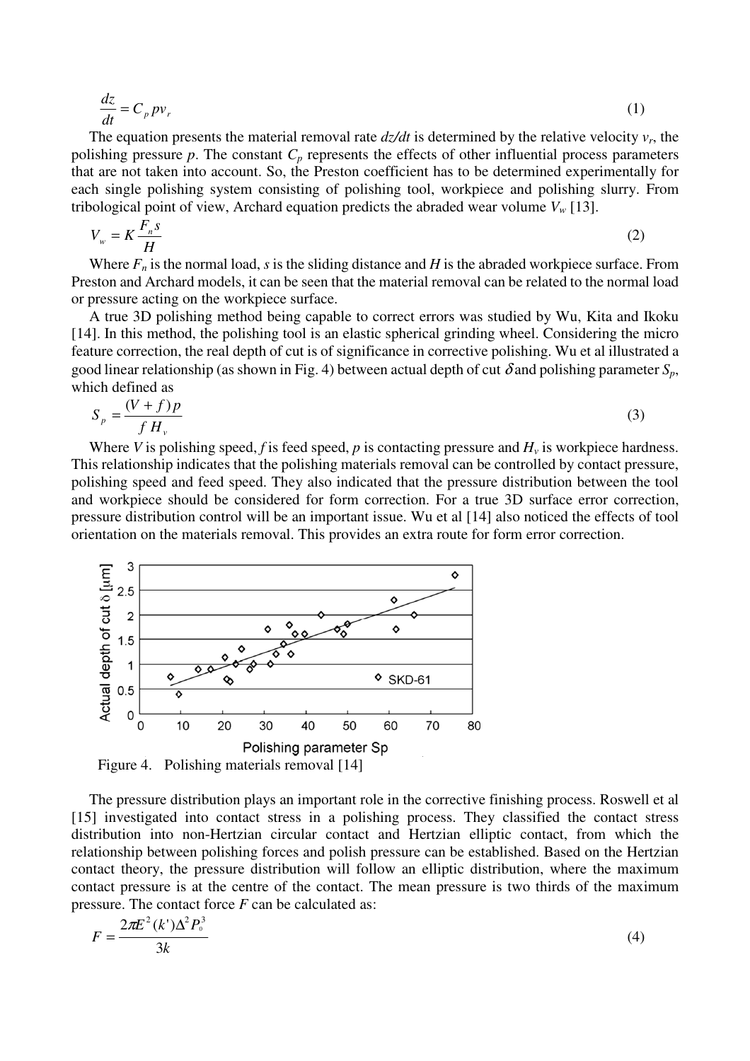$$\frac{dz}{dt} = C_p p v_r \tag{1}$$

The equation presents the material removal rate $dz/dt$ is determined by the relative velocity $v_r$, the polishing pressure $p$. The constant $C_p$ represents the effects of other influential process parameters that are not taken into account. So, the Preston coefficient has to be determined experimentally for each single polishing system consisting of polishing tool, workpiece and polishing slurry. From tribological point of view, Archard equation predicts the abraded wear volume $V_w$ [13].

$$V_w = K \frac{F_n s}{H} \tag{2}$$

Where $F_n$ is the normal load, $s$ is the sliding distance and $H$ is the abraded workpiece surface. From Preston and Archard models, it can be seen that the material removal can be related to the normal load or pressure acting on the workpiece surface.

A true 3D polishing method being capable to correct errors was studied by Wu, Kita and Ikoku [14]. In this method, the polishing tool is an elastic spherical grinding wheel. Considering the micro feature correction, the real depth of cut is of significance in corrective polishing. Wu et al illustrated a good linear relationship (as shown in Fig. 4) between actual depth of cut $\delta$ and polishing parameter $S_p$, which defined as

$$S_p = \frac{(V + f)p}{f H_v} \tag{3}$$

Where $V$ is polishing speed, $f$ is feed speed, $p$ is contacting pressure and $H_v$ is workpiece hardness. This relationship indicates that the polishing materials removal can be controlled by contact pressure, polishing speed and feed speed. They also indicated that the pressure distribution between the tool and workpiece should be considered for form correction. For a true 3D surface error correction, pressure distribution control will be an important issue. Wu et al [14] also noticed the effects of tool orientation on the materials removal. This provides an extra route for form error correction.

Actual depth of cut δ [μm]

3
2.5
2
1.5
1
0.5
0

0 10 20 30 40 50 60 70 80

Polishing parameter Sp

SKD-61

Figure 4. Polishing materials removal [14]

The pressure distribution plays an important role in the corrective finishing process. Roswell et al [15] investigated into contact stress in a polishing process. They classified the contact stress distribution into non-Hertzian circular contact and Hertzian elliptic contact, from which the relationship between polishing forces and polish pressure can be established. Based on the Hertzian contact theory, the pressure distribution will follow an elliptic distribution, where the maximum contact pressure is at the centre of the contact. The mean pressure is two thirds of the maximum pressure. The contact force $F$ can be calculated as:

$$F = \frac{2\pi E^2 (k') \Delta^2 P_0^3}{3k} \tag{4}$$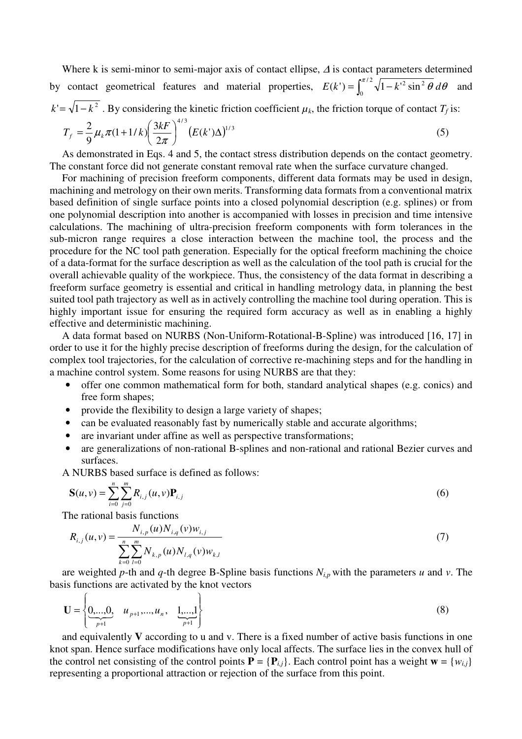Where k is semi-minor to semi-major axis of contact ellipse, $\Delta$ is contact parameters determined by contact geometrical features and material properties, $E(k') = \int_0^{\pi/2} \sqrt{1 - k'^2 \sin^2 \theta}\, d\theta$ and $k' = \sqrt{1 - k^2}$. By considering the kinetic friction coefficient $\mu_k$, the friction torque of contact $T_f$ is:

$$T_f = \frac{2}{9} \mu_k \pi (1 + 1/k) \left( \frac{3kF}{2\pi} \right)^{4/3} \left( E(k') \Delta \right)^{1/3} \tag{5}$$

As demonstrated in Eqs. 4 and 5, the contact stress distribution depends on the contact geometry. The constant force did not generate constant removal rate when the surface curvature changed.

For machining of precision freeform components, different data formats may be used in design, machining and metrology on their own merits. Transforming data formats from a conventional matrix based definition of single surface points into a closed polynomial description (e.g. splines) or from one polynomial description into another is accompanied with losses in precision and time intensive calculations. The machining of ultra-precision freeform components with form tolerances in the sub-micron range requires a close interaction between the machine tool, the process and the procedure for the NC tool path generation. Especially for the optical freeform machining the choice of a data-format for the surface description as well as the calculation of the tool path is crucial for the overall achievable quality of the workpiece. Thus, the consistency of the data format in describing a freeform surface geometry is essential and critical in handling metrology data, in planning the best suited tool path trajectory as well as in actively controlling the machine tool during operation. This is highly important issue for ensuring the required form accuracy as well as in enabling a highly effective and deterministic machining.

A data format based on NURBS (Non-Uniform-Rotational-B-Spline) was introduced [16, 17] in order to use it for the highly precise description of freeforms during the design, for the calculation of complex tool trajectories, for the calculation of corrective re-machining steps and for the handling in a machine control system. Some reasons for using NURBS are that they:

- offer one common mathematical form for both, standard analytical shapes (e.g. conics) and free form shapes;
- provide the flexibility to design a large variety of shapes;
- can be evaluated reasonably fast by numerically stable and accurate algorithms;
- are invariant under affine as well as perspective transformations;
- are generalizations of non-rational B-splines and non-rational and rational Bezier curves and surfaces.

A NURBS based surface is defined as follows:

$$\mathbf{S}(u, v) = \sum_{i=0}^{n} \sum_{j=0}^{m} R_{i,j}(u, v) \mathbf{P}_{i,j} \tag{6}$$

The rational basis functions

$$R_{i,j}(u, v) = \frac{N_{i,p}(u) N_{i,q}(v) w_{i,j}}{\sum_{k=0}^{n} \sum_{l=0}^{m} N_{k,p}(u) N_{l,q}(v) w_{k,l}} \tag{7}$$

are weighted $p$-th and $q$-th degree B-Spline basis functions $N_{i,p}$ with the parameters $u$ and $v$. The basis functions are activated by the knot vectors

$$\mathbf{U} = \left\{ \underbrace{0, \ldots, 0,}_{p+1} \quad u_{p+1}, \ldots, u_n, \quad \underbrace{1, \ldots, 1}_{p+1} \right\} \tag{8}$$

and equivalently $\mathbf{V}$ according to u and v. There is a fixed number of active basis functions in one knot span. Hence surface modifications have only local affects. The surface lies in the convex hull of the control net consisting of the control points $\mathbf{P} = \{\mathbf{P}_{i,j}\}$. Each control point has a weight $\mathbf{w} = \{w_{i,j}\}$ representing a proportional attraction or rejection of the surface from this point.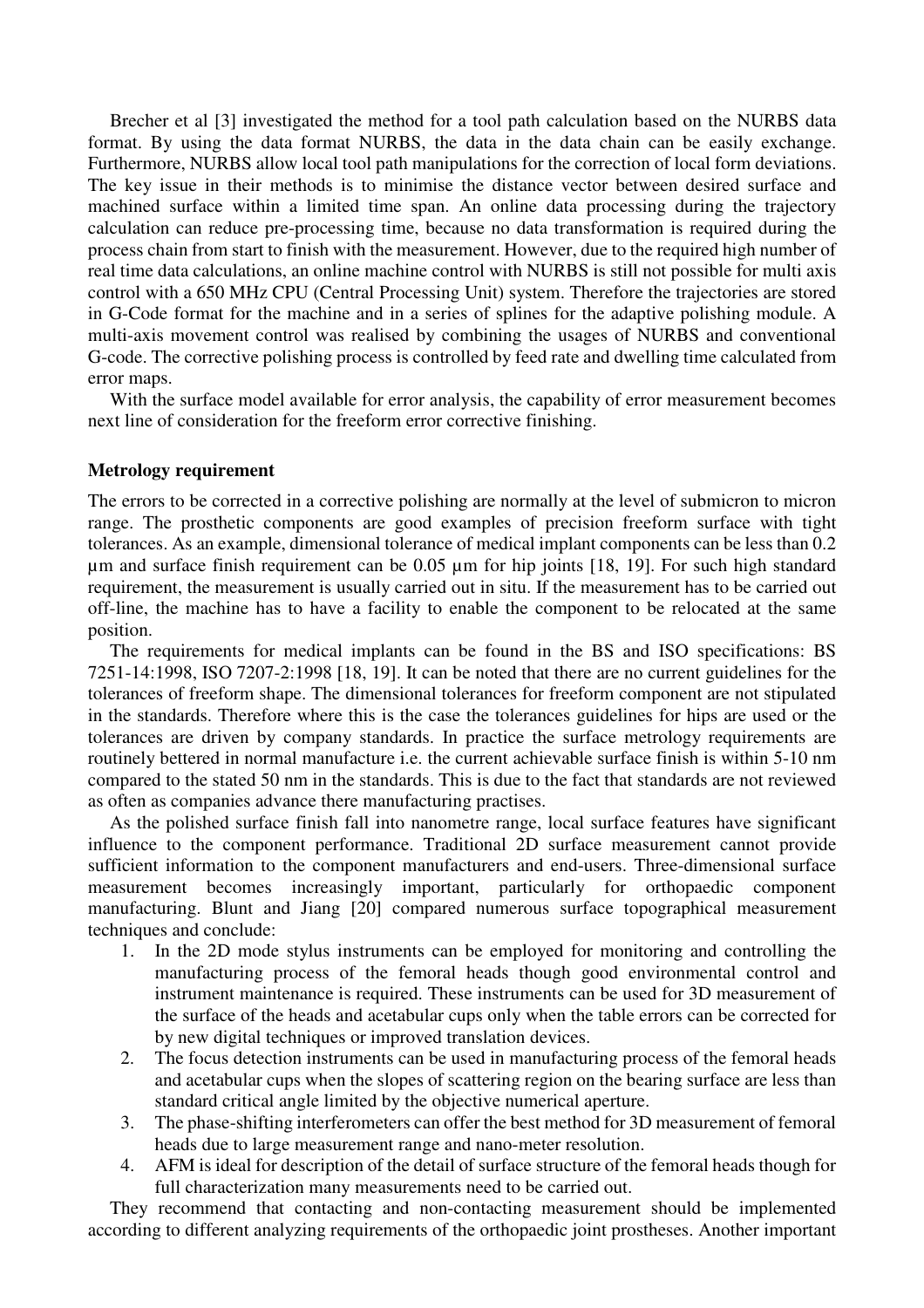Brecher et al [3] investigated the method for a tool path calculation based on the NURBS data format. By using the data format NURBS, the data in the data chain can be easily exchange. Furthermore, NURBS allow local tool path manipulations for the correction of local form deviations. The key issue in their methods is to minimise the distance vector between desired surface and machined surface within a limited time span. An online data processing during the trajectory calculation can reduce pre-processing time, because no data transformation is required during the process chain from start to finish with the measurement. However, due to the required high number of real time data calculations, an online machine control with NURBS is still not possible for multi axis control with a 650 MHz CPU (Central Processing Unit) system. Therefore the trajectories are stored in G-Code format for the machine and in a series of splines for the adaptive polishing module. A multi-axis movement control was realised by combining the usages of NURBS and conventional G-code. The corrective polishing process is controlled by feed rate and dwelling time calculated from error maps.

With the surface model available for error analysis, the capability of error measurement becomes next line of consideration for the freeform error corrective finishing.

**Metrology requirement**

The errors to be corrected in a corrective polishing are normally at the level of submicron to micron range. The prosthetic components are good examples of precision freeform surface with tight tolerances. As an example, dimensional tolerance of medical implant components can be less than 0.2 µm and surface finish requirement can be 0.05 µm for hip joints [18, 19]. For such high standard requirement, the measurement is usually carried out in situ. If the measurement has to be carried out off-line, the machine has to have a facility to enable the component to be relocated at the same position.

The requirements for medical implants can be found in the BS and ISO specifications: BS 7251-14:1998, ISO 7207-2:1998 [18, 19]. It can be noted that there are no current guidelines for the tolerances of freeform shape. The dimensional tolerances for freeform component are not stipulated in the standards. Therefore where this is the case the tolerances guidelines for hips are used or the tolerances are driven by company standards. In practice the surface metrology requirements are routinely bettered in normal manufacture i.e. the current achievable surface finish is within 5-10 nm compared to the stated 50 nm in the standards. This is due to the fact that standards are not reviewed as often as companies advance there manufacturing practises.

As the polished surface finish fall into nanometre range, local surface features have significant influence to the component performance. Traditional 2D surface measurement cannot provide sufficient information to the component manufacturers and end-users. Three-dimensional surface measurement becomes increasingly important, particularly for orthopaedic component manufacturing. Blunt and Jiang [20] compared numerous surface topographical measurement techniques and conclude:

1. In the 2D mode stylus instruments can be employed for monitoring and controlling the manufacturing process of the femoral heads though good environmental control and instrument maintenance is required. These instruments can be used for 3D measurement of the surface of the heads and acetabular cups only when the table errors can be corrected for by new digital techniques or improved translation devices.
2. The focus detection instruments can be used in manufacturing process of the femoral heads and acetabular cups when the slopes of scattering region on the bearing surface are less than standard critical angle limited by the objective numerical aperture.
3. The phase-shifting interferometers can offer the best method for 3D measurement of femoral heads due to large measurement range and nano-meter resolution.
4. AFM is ideal for description of the detail of surface structure of the femoral heads though for full characterization many measurements need to be carried out.

They recommend that contacting and non-contacting measurement should be implemented according to different analyzing requirements of the orthopaedic joint prostheses. Another important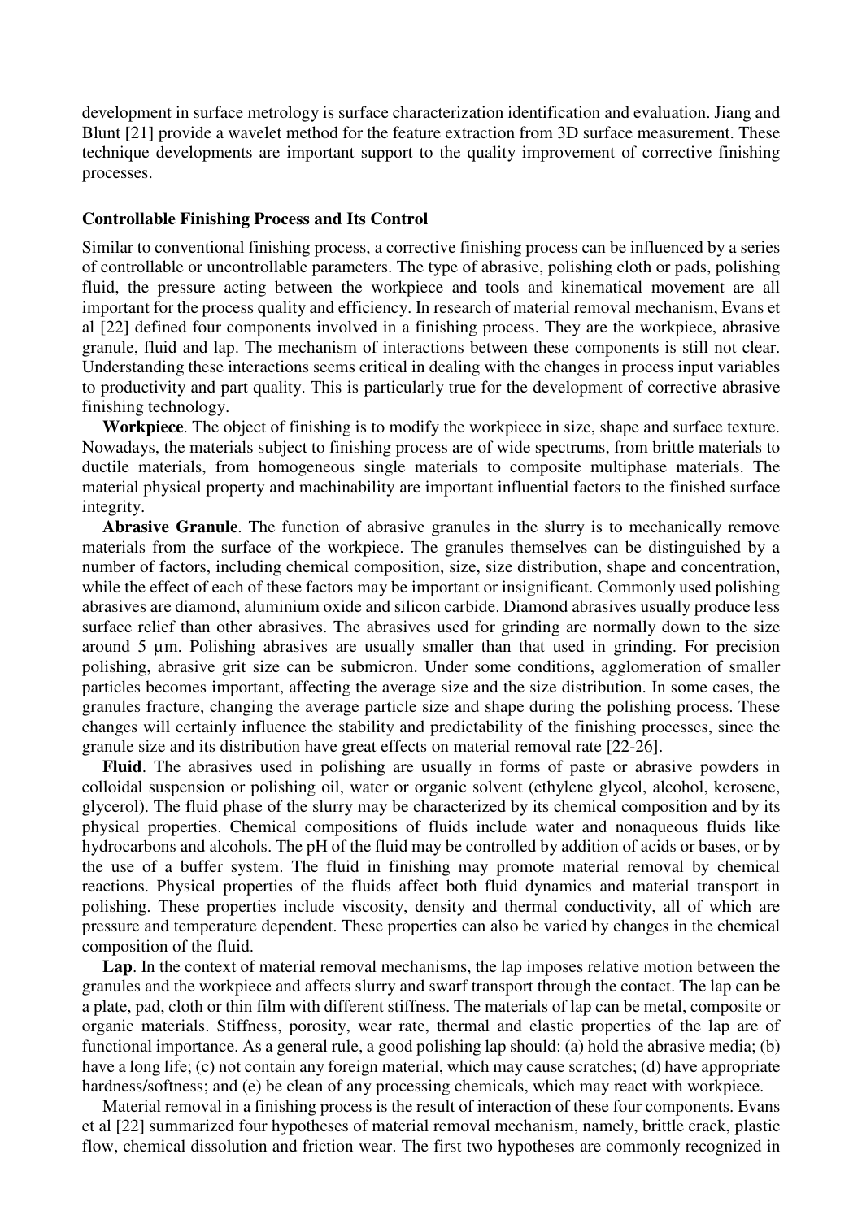development in surface metrology is surface characterization identification and evaluation. Jiang and Blunt [21] provide a wavelet method for the feature extraction from 3D surface measurement. These technique developments are important support to the quality improvement of corrective finishing processes.

## Controllable Finishing Process and Its Control

Similar to conventional finishing process, a corrective finishing process can be influenced by a series of controllable or uncontrollable parameters. The type of abrasive, polishing cloth or pads, polishing fluid, the pressure acting between the workpiece and tools and kinematical movement are all important for the process quality and efficiency. In research of material removal mechanism, Evans et al [22] defined four components involved in a finishing process. They are the workpiece, abrasive granule, fluid and lap. The mechanism of interactions between these components is still not clear. Understanding these interactions seems critical in dealing with the changes in process input variables to productivity and part quality. This is particularly true for the development of corrective abrasive finishing technology.

**Workpiece**. The object of finishing is to modify the workpiece in size, shape and surface texture. Nowadays, the materials subject to finishing process are of wide spectrums, from brittle materials to ductile materials, from homogeneous single materials to composite multiphase materials. The material physical property and machinability are important influential factors to the finished surface integrity.

**Abrasive Granule**. The function of abrasive granules in the slurry is to mechanically remove materials from the surface of the workpiece. The granules themselves can be distinguished by a number of factors, including chemical composition, size, size distribution, shape and concentration, while the effect of each of these factors may be important or insignificant. Commonly used polishing abrasives are diamond, aluminium oxide and silicon carbide. Diamond abrasives usually produce less surface relief than other abrasives. The abrasives used for grinding are normally down to the size around 5 µm. Polishing abrasives are usually smaller than that used in grinding. For precision polishing, abrasive grit size can be submicron. Under some conditions, agglomeration of smaller particles becomes important, affecting the average size and the size distribution. In some cases, the granules fracture, changing the average particle size and shape during the polishing process. These changes will certainly influence the stability and predictability of the finishing processes, since the granule size and its distribution have great effects on material removal rate [22-26].

**Fluid**. The abrasives used in polishing are usually in forms of paste or abrasive powders in colloidal suspension or polishing oil, water or organic solvent (ethylene glycol, alcohol, kerosene, glycerol). The fluid phase of the slurry may be characterized by its chemical composition and by its physical properties. Chemical compositions of fluids include water and nonaqueous fluids like hydrocarbons and alcohols. The pH of the fluid may be controlled by addition of acids or bases, or by the use of a buffer system. The fluid in finishing may promote material removal by chemical reactions. Physical properties of the fluids affect both fluid dynamics and material transport in polishing. These properties include viscosity, density and thermal conductivity, all of which are pressure and temperature dependent. These properties can also be varied by changes in the chemical composition of the fluid.

**Lap**. In the context of material removal mechanisms, the lap imposes relative motion between the granules and the workpiece and affects slurry and swarf transport through the contact. The lap can be a plate, pad, cloth or thin film with different stiffness. The materials of lap can be metal, composite or organic materials. Stiffness, porosity, wear rate, thermal and elastic properties of the lap are of functional importance. As a general rule, a good polishing lap should: (a) hold the abrasive media; (b) have a long life; (c) not contain any foreign material, which may cause scratches; (d) have appropriate hardness/softness; and (e) be clean of any processing chemicals, which may react with workpiece.

Material removal in a finishing process is the result of interaction of these four components. Evans et al [22] summarized four hypotheses of material removal mechanism, namely, brittle crack, plastic flow, chemical dissolution and friction wear. The first two hypotheses are commonly recognized in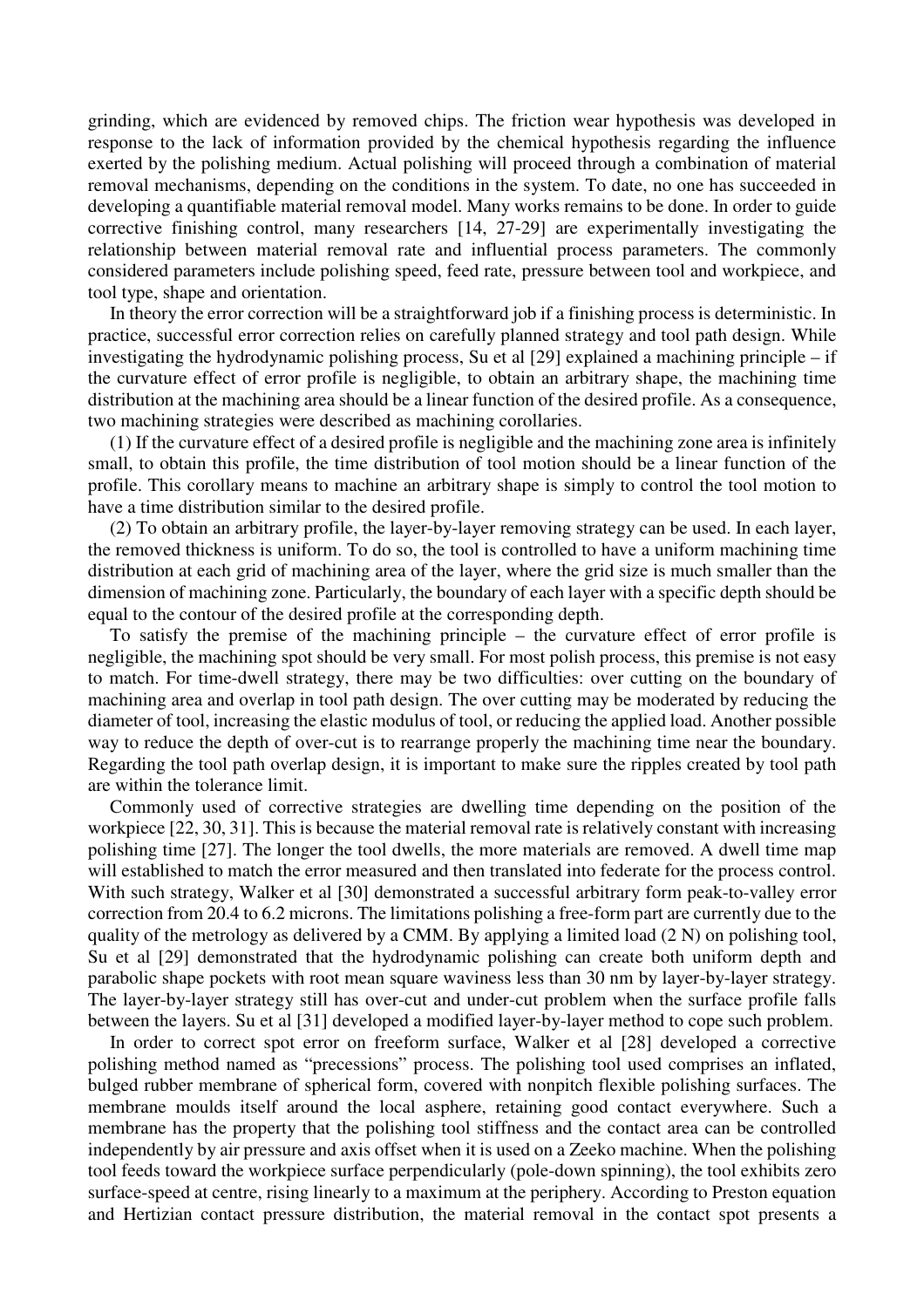grinding, which are evidenced by removed chips. The friction wear hypothesis was developed in response to the lack of information provided by the chemical hypothesis regarding the influence exerted by the polishing medium. Actual polishing will proceed through a combination of material removal mechanisms, depending on the conditions in the system. To date, no one has succeeded in developing a quantifiable material removal model. Many works remains to be done. In order to guide corrective finishing control, many researchers [14, 27-29] are experimentally investigating the relationship between material removal rate and influential process parameters. The commonly considered parameters include polishing speed, feed rate, pressure between tool and workpiece, and tool type, shape and orientation.

In theory the error correction will be a straightforward job if a finishing process is deterministic. In practice, successful error correction relies on carefully planned strategy and tool path design. While investigating the hydrodynamic polishing process, Su et al [29] explained a machining principle – if the curvature effect of error profile is negligible, to obtain an arbitrary shape, the machining time distribution at the machining area should be a linear function of the desired profile. As a consequence, two machining strategies were described as machining corollaries.

(1) If the curvature effect of a desired profile is negligible and the machining zone area is infinitely small, to obtain this profile, the time distribution of tool motion should be a linear function of the profile. This corollary means to machine an arbitrary shape is simply to control the tool motion to have a time distribution similar to the desired profile.

(2) To obtain an arbitrary profile, the layer-by-layer removing strategy can be used. In each layer, the removed thickness is uniform. To do so, the tool is controlled to have a uniform machining time distribution at each grid of machining area of the layer, where the grid size is much smaller than the dimension of machining zone. Particularly, the boundary of each layer with a specific depth should be equal to the contour of the desired profile at the corresponding depth.

To satisfy the premise of the machining principle – the curvature effect of error profile is negligible, the machining spot should be very small. For most polish process, this premise is not easy to match. For time-dwell strategy, there may be two difficulties: over cutting on the boundary of machining area and overlap in tool path design. The over cutting may be moderated by reducing the diameter of tool, increasing the elastic modulus of tool, or reducing the applied load. Another possible way to reduce the depth of over-cut is to rearrange properly the machining time near the boundary. Regarding the tool path overlap design, it is important to make sure the ripples created by tool path are within the tolerance limit.

Commonly used of corrective strategies are dwelling time depending on the position of the workpiece [22, 30, 31]. This is because the material removal rate is relatively constant with increasing polishing time [27]. The longer the tool dwells, the more materials are removed. A dwell time map will established to match the error measured and then translated into federate for the process control. With such strategy, Walker et al [30] demonstrated a successful arbitrary form peak-to-valley error correction from 20.4 to 6.2 microns. The limitations polishing a free-form part are currently due to the quality of the metrology as delivered by a CMM. By applying a limited load (2 N) on polishing tool, Su et al [29] demonstrated that the hydrodynamic polishing can create both uniform depth and parabolic shape pockets with root mean square waviness less than 30 nm by layer-by-layer strategy. The layer-by-layer strategy still has over-cut and under-cut problem when the surface profile falls between the layers. Su et al [31] developed a modified layer-by-layer method to cope such problem.

In order to correct spot error on freeform surface, Walker et al [28] developed a corrective polishing method named as "precessions" process. The polishing tool used comprises an inflated, bulged rubber membrane of spherical form, covered with nonpitch flexible polishing surfaces. The membrane moulds itself around the local asphere, retaining good contact everywhere. Such a membrane has the property that the polishing tool stiffness and the contact area can be controlled independently by air pressure and axis offset when it is used on a Zeeko machine. When the polishing tool feeds toward the workpiece surface perpendicularly (pole-down spinning), the tool exhibits zero surface-speed at centre, rising linearly to a maximum at the periphery. According to Preston equation and Hertizian contact pressure distribution, the material removal in the contact spot presents a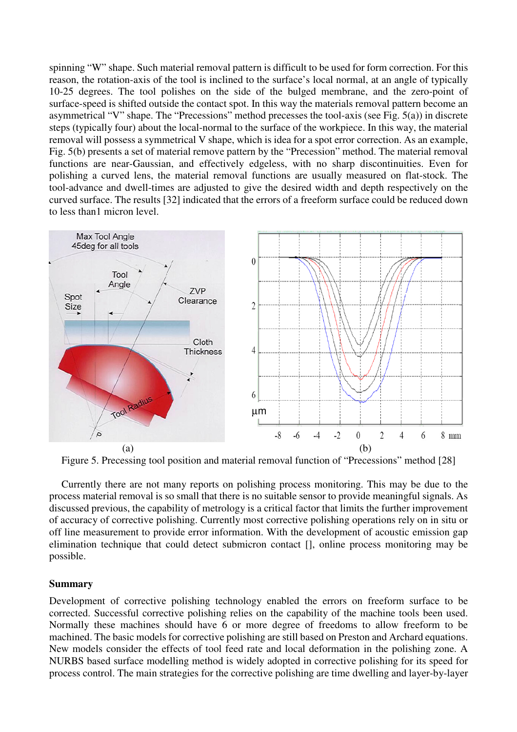spinning “W” shape. Such material removal pattern is difficult to be used for form correction. For this reason, the rotation-axis of the tool is inclined to the surface’s local normal, at an angle of typically 10-25 degrees. The tool polishes on the side of the bulged membrane, and the zero-point of surface-speed is shifted outside the contact spot. In this way the materials removal pattern become an asymmetrical “V” shape. The “Precessions” method precesses the tool-axis (see Fig. 5(a)) in discrete steps (typically four) about the local-normal to the surface of the workpiece. In this way, the material removal will possess a symmetrical V shape, which is idea for a spot error correction. As an example, Fig. 5(b) presents a set of material remove pattern by the “Precession” method. The material removal functions are near-Gaussian, and effectively edgeless, with no sharp discontinuities. Even for polishing a curved lens, the material removal functions are usually measured on flat-stock. The tool-advance and dwell-times are adjusted to give the desired width and depth respectively on the curved surface. The results [32] indicated that the errors of a freeform surface could be reduced down to less than1 micron level.

Max Tool Angle
45deg for all tools
Tool Angle
Spot Size
ZVP Clearance
Cloth Thickness
Tool Radius
P

(a)

0
2
4
6
µm
-8 -6 -4 -2 0 2 4 6 8 mm

(b)

Figure 5. Processing tool position and material removal function of “Precessions” method [28]

Currently there are not many reports on polishing process monitoring. This may be due to the process material removal is so small that there is no suitable sensor to provide meaningful signals. As discussed previous, the capability of metrology is a critical factor that limits the further improvement of accuracy of corrective polishing. Currently most corrective polishing operations rely on in situ or off line measurement to provide error information. With the development of acoustic emission gap elimination technique that could detect submicron contact [], online process monitoring may be possible.

## Summary

Development of corrective polishing technology enabled the errors on freeform surface to be corrected. Successful corrective polishing relies on the capability of the machine tools been used. Normally these machines should have 6 or more degree of freedoms to allow freeform to be machined. The basic models for corrective polishing are still based on Preston and Archard equations. New models consider the effects of tool feed rate and local deformation in the polishing zone. A NURBS based surface modelling method is widely adopted in corrective polishing for its speed for process control. The main strategies for the corrective polishing are time dwelling and layer-by-layer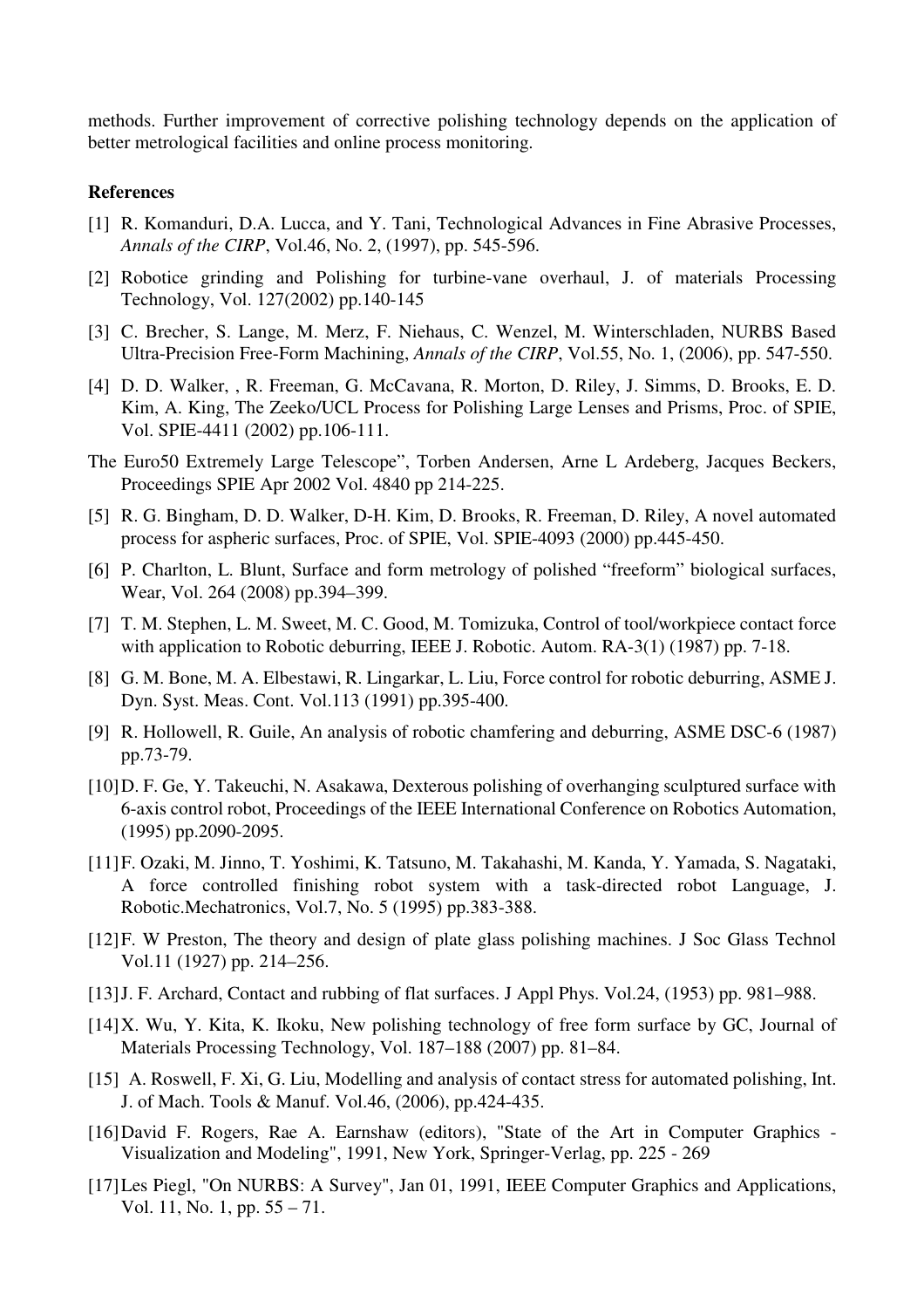methods. Further improvement of corrective polishing technology depends on the application of better metrological facilities and online process monitoring.

**References**

[1] R. Komanduri, D.A. Lucca, and Y. Tani, Technological Advances in Fine Abrasive Processes, *Annals of the CIRP*, Vol.46, No. 2, (1997), pp. 545-596.

[2] Robotice grinding and Polishing for turbine-vane overhaul, J. of materials Processing Technology, Vol. 127(2002) pp.140-145

[3] C. Brecher, S. Lange, M. Merz, F. Niehaus, C. Wenzel, M. Winterschladen, NURBS Based Ultra-Precision Free-Form Machining, *Annals of the CIRP*, Vol.55, No. 1, (2006), pp. 547-550.

[4] D. D. Walker, , R. Freeman, G. McCavana, R. Morton, D. Riley, J. Simms, D. Brooks, E. D. Kim, A. King, The Zeeko/UCL Process for Polishing Large Lenses and Prisms, Proc. of SPIE, Vol. SPIE-4411 (2002) pp.106-111.

The Euro50 Extremely Large Telescope", Torben Andersen, Arne L Ardeberg, Jacques Beckers, Proceedings SPIE Apr 2002 Vol. 4840 pp 214-225.

[5] R. G. Bingham, D. D. Walker, D-H. Kim, D. Brooks, R. Freeman, D. Riley, A novel automated process for aspheric surfaces, Proc. of SPIE, Vol. SPIE-4093 (2000) pp.445-450.

[6] P. Charlton, L. Blunt, Surface and form metrology of polished "freeform" biological surfaces, Wear, Vol. 264 (2008) pp.394–399.

[7] T. M. Stephen, L. M. Sweet, M. C. Good, M. Tomizuka, Control of tool/workpiece contact force with application to Robotic deburring, IEEE J. Robotic. Autom. RA-3(1) (1987) pp. 7-18.

[8] G. M. Bone, M. A. Elbestawi, R. Lingarkar, L. Liu, Force control for robotic deburring, ASME J. Dyn. Syst. Meas. Cont. Vol.113 (1991) pp.395-400.

[9] R. Hollowell, R. Guile, An analysis of robotic chamfering and deburring, ASME DSC-6 (1987) pp.73-79.

[10] D. F. Ge, Y. Takeuchi, N. Asakawa, Dexterous polishing of overhanging sculptured surface with 6-axis control robot, Proceedings of the IEEE International Conference on Robotics Automation, (1995) pp.2090-2095.

[11] F. Ozaki, M. Jinno, T. Yoshimi, K. Tatsuno, M. Takahashi, M. Kanda, Y. Yamada, S. Nagataki, A force controlled finishing robot system with a task-directed robot Language, J. Robotic.Mechatronics, Vol.7, No. 5 (1995) pp.383-388.

[12] F. W Preston, The theory and design of plate glass polishing machines. J Soc Glass Technol Vol.11 (1927) pp. 214–256.

[13] J. F. Archard, Contact and rubbing of flat surfaces. J Appl Phys. Vol.24, (1953) pp. 981–988.

[14] X. Wu, Y. Kita, K. Ikoku, New polishing technology of free form surface by GC, Journal of Materials Processing Technology, Vol. 187–188 (2007) pp. 81–84.

[15] A. Roswell, F. Xi, G. Liu, Modelling and analysis of contact stress for automated polishing, Int. J. of Mach. Tools & Manuf. Vol.46, (2006), pp.424-435.

[16] David F. Rogers, Rae A. Earnshaw (editors), "State of the Art in Computer Graphics - Visualization and Modeling", 1991, New York, Springer-Verlag, pp. 225 - 269

[17] Les Piegl, "On NURBS: A Survey", Jan 01, 1991, IEEE Computer Graphics and Applications, Vol. 11, No. 1, pp. 55 – 71.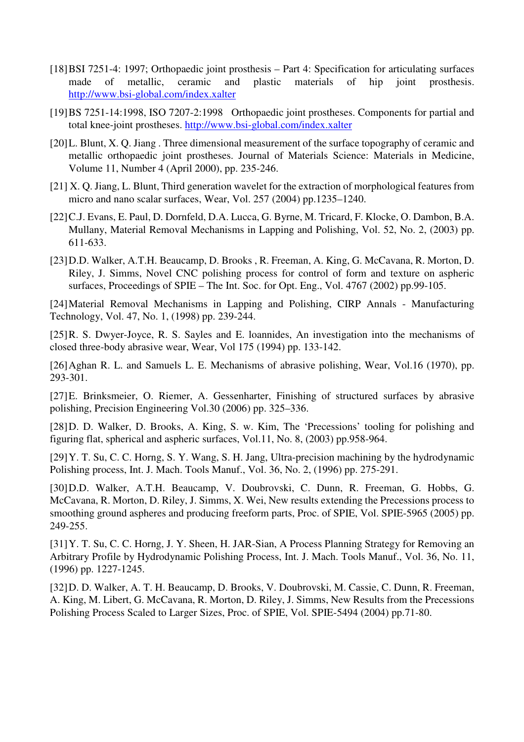[18] BSI 7251-4: 1997; Orthopaedic joint prosthesis – Part 4: Specification for articulating surfaces made of metallic, ceramic and plastic materials of hip joint prosthesis. http://www.bsi-global.com/index.xalter

[19] BS 7251-14:1998, ISO 7207-2:1998 Orthopaedic joint prostheses. Components for partial and total knee-joint prostheses. http://www.bsi-global.com/index.xalter

[20] L. Blunt, X. Q. Jiang . Three dimensional measurement of the surface topography of ceramic and metallic orthopaedic joint prostheses. Journal of Materials Science: Materials in Medicine, Volume 11, Number 4 (April 2000), pp. 235-246.

[21] X. Q. Jiang, L. Blunt, Third generation wavelet for the extraction of morphological features from micro and nano scalar surfaces, Wear, Vol. 257 (2004) pp.1235–1240.

[22] C.J. Evans, E. Paul, D. Dornfeld, D.A. Lucca, G. Byrne, M. Tricard, F. Klocke, O. Dambon, B.A. Mullany, Material Removal Mechanisms in Lapping and Polishing, Vol. 52, No. 2, (2003) pp. 611-633.

[23] D.D. Walker, A.T.H. Beaucamp, D. Brooks , R. Freeman, A. King, G. McCavana, R. Morton, D. Riley, J. Simms, Novel CNC polishing process for control of form and texture on aspheric surfaces, Proceedings of SPIE – The Int. Soc. for Opt. Eng., Vol. 4767 (2002) pp.99-105.

[24] Material Removal Mechanisms in Lapping and Polishing, CIRP Annals - Manufacturing Technology, Vol. 47, No. 1, (1998) pp. 239-244.

[25] R. S. Dwyer-Joyce, R. S. Sayles and E. loannides, An investigation into the mechanisms of closed three-body abrasive wear, Wear, Vol 175 (1994) pp. 133-142.

[26] Aghan R. L. and Samuels L. E. Mechanisms of abrasive polishing, Wear, Vol.16 (1970), pp. 293-301.

[27] E. Brinksmeier, O. Riemer, A. Gessenharter, Finishing of structured surfaces by abrasive polishing, Precision Engineering Vol.30 (2006) pp. 325–336.

[28] D. D. Walker, D. Brooks, A. King, S. w. Kim, The 'Precessions' tooling for polishing and figuring flat, spherical and aspheric surfaces, Vol.11, No. 8, (2003) pp.958-964.

[29] Y. T. Su, C. C. Horng, S. Y. Wang, S. H. Jang, Ultra-precision machining by the hydrodynamic Polishing process, Int. J. Mach. Tools Manuf., Vol. 36, No. 2, (1996) pp. 275-291.

[30] D.D. Walker, A.T.H. Beaucamp, V. Doubrovski, C. Dunn, R. Freeman, G. Hobbs, G. McCavana, R. Morton, D. Riley, J. Simms, X. Wei, New results extending the Precessions process to smoothing ground aspheres and producing freeform parts, Proc. of SPIE, Vol. SPIE-5965 (2005) pp. 249-255.

[31] Y. T. Su, C. C. Horng, J. Y. Sheen, H. JAR-Sian, A Process Planning Strategy for Removing an Arbitrary Profile by Hydrodynamic Polishing Process, Int. J. Mach. Tools Manuf., Vol. 36, No. 11, (1996) pp. 1227-1245.

[32] D. D. Walker, A. T. H. Beaucamp, D. Brooks, V. Doubrovski, M. Cassie, C. Dunn, R. Freeman, A. King, M. Libert, G. McCavana, R. Morton, D. Riley, J. Simms, New Results from the Precessions Polishing Process Scaled to Larger Sizes, Proc. of SPIE, Vol. SPIE-5494 (2004) pp.71-80.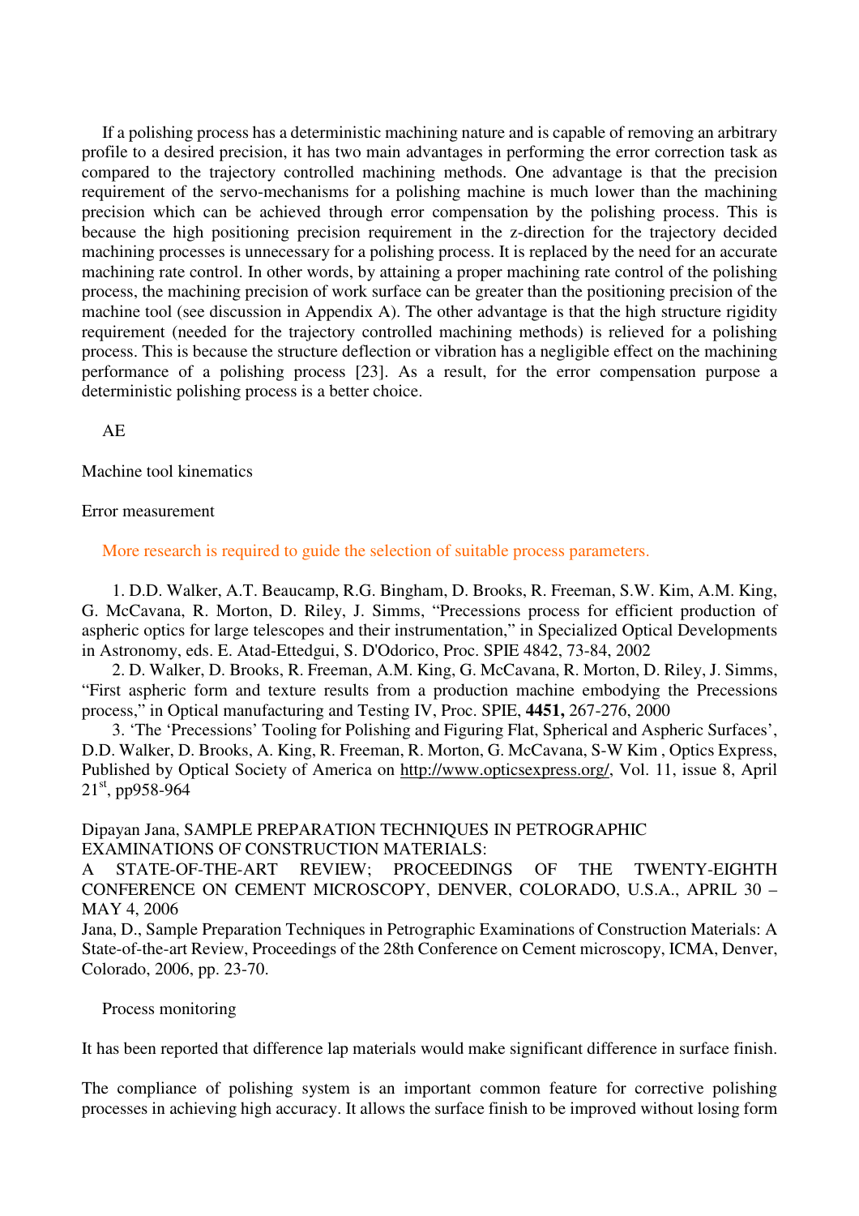If a polishing process has a deterministic machining nature and is capable of removing an arbitrary profile to a desired precision, it has two main advantages in performing the error correction task as compared to the trajectory controlled machining methods. One advantage is that the precision requirement of the servo-mechanisms for a polishing machine is much lower than the machining precision which can be achieved through error compensation by the polishing process. This is because the high positioning precision requirement in the z-direction for the trajectory decided machining processes is unnecessary for a polishing process. It is replaced by the need for an accurate machining rate control. In other words, by attaining a proper machining rate control of the polishing process, the machining precision of work surface can be greater than the positioning precision of the machine tool (see discussion in Appendix A). The other advantage is that the high structure rigidity requirement (needed for the trajectory controlled machining methods) is relieved for a polishing process. This is because the structure deflection or vibration has a negligible effect on the machining performance of a polishing process [23]. As a result, for the error compensation purpose a deterministic polishing process is a better choice.

AE

Machine tool kinematics

Error measurement

More research is required to guide the selection of suitable process parameters.

1. D.D. Walker, A.T. Beaucamp, R.G. Bingham, D. Brooks, R. Freeman, S.W. Kim, A.M. King, G. McCavana, R. Morton, D. Riley, J. Simms, "Precessions process for efficient production of aspheric optics for large telescopes and their instrumentation," in Specialized Optical Developments in Astronomy, eds. E. Atad-Ettedgui, S. D'Odorico, Proc. SPIE 4842, 73-84, 2002
2. D. Walker, D. Brooks, R. Freeman, A.M. King, G. McCavana, R. Morton, D. Riley, J. Simms, "First aspheric form and texture results from a production machine embodying the Precessions process," in Optical manufacturing and Testing IV, Proc. SPIE, **4451,** 267-276, 2000
3. 'The 'Precessions' Tooling for Polishing and Figuring Flat, Spherical and Aspheric Surfaces', D.D. Walker, D. Brooks, A. King, R. Freeman, R. Morton, G. McCavana, S-W Kim , Optics Express, Published by Optical Society of America on http://www.opticsexpress.org/, Vol. 11, issue 8, April 21st, pp958-964

Dipayan Jana, SAMPLE PREPARATION TECHNIQUES IN PETROGRAPHIC EXAMINATIONS OF CONSTRUCTION MATERIALS:
A STATE-OF-THE-ART REVIEW; PROCEEDINGS OF THE TWENTY-EIGHTH CONFERENCE ON CEMENT MICROSCOPY, DENVER, COLORADO, U.S.A., APRIL 30 – MAY 4, 2006
Jana, D., Sample Preparation Techniques in Petrographic Examinations of Construction Materials: A State-of-the-art Review, Proceedings of the 28th Conference on Cement microscopy, ICMA, Denver, Colorado, 2006, pp. 23-70.

Process monitoring

It has been reported that difference lap materials would make significant difference in surface finish.

The compliance of polishing system is an important common feature for corrective polishing processes in achieving high accuracy. It allows the surface finish to be improved without losing form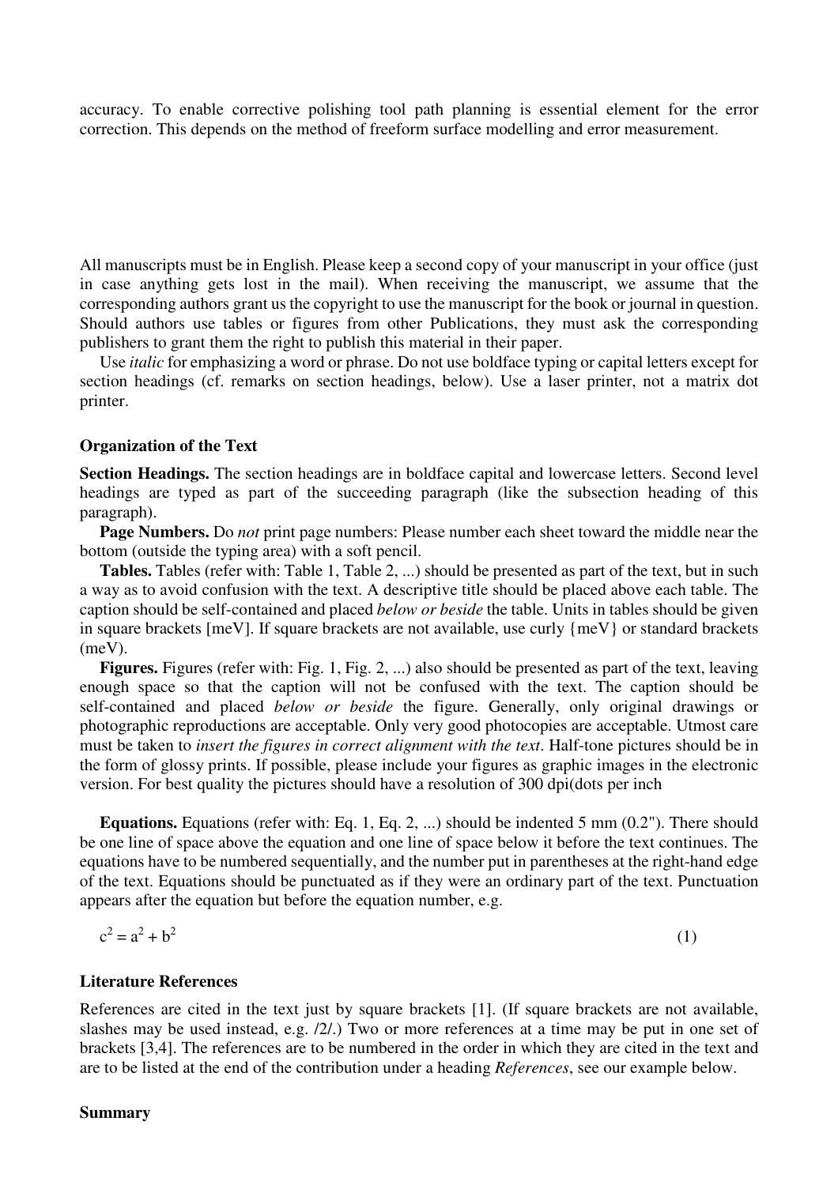accuracy. To enable corrective polishing tool path planning is essential element for the error correction. This depends on the method of freeform surface modelling and error measurement.

All manuscripts must be in English. Please keep a second copy of your manuscript in your office (just in case anything gets lost in the mail). When receiving the manuscript, we assume that the corresponding authors grant us the copyright to use the manuscript for the book or journal in question. Should authors use tables or figures from other Publications, they must ask the corresponding publishers to grant them the right to publish this material in their paper.

Use *italic* for emphasizing a word or phrase. Do not use boldface typing or capital letters except for section headings (cf. remarks on section headings, below). Use a laser printer, not a matrix dot printer.

## Organization of the Text

**Section Headings.** The section headings are in boldface capital and lowercase letters. Second level headings are typed as part of the succeeding paragraph (like the subsection heading of this paragraph).

**Page Numbers.** Do *not* print page numbers: Please number each sheet toward the middle near the bottom (outside the typing area) with a soft pencil.

**Tables.** Tables (refer with: Table 1, Table 2, ...) should be presented as part of the text, but in such a way as to avoid confusion with the text. A descriptive title should be placed above each table. The caption should be self-contained and placed *below or beside* the table. Units in tables should be given in square brackets [meV]. If square brackets are not available, use curly {meV} or standard brackets (meV).

**Figures.** Figures (refer with: Fig. 1, Fig. 2, ...) also should be presented as part of the text, leaving enough space so that the caption will not be confused with the text. The caption should be self-contained and placed *below or beside* the figure. Generally, only original drawings or photographic reproductions are acceptable. Only very good photocopies are acceptable. Utmost care must be taken to *insert the figures in correct alignment with the text*. Half-tone pictures should be in the form of glossy prints. If possible, please include your figures as graphic images in the electronic version. For best quality the pictures should have a resolution of 300 dpi(dots per inch

**Equations.** Equations (refer with: Eq. 1, Eq. 2, ...) should be indented 5 mm (0.2"). There should be one line of space above the equation and one line of space below it before the text continues. The equations have to be numbered sequentially, and the number put in parentheses at the right-hand edge of the text. Equations should be punctuated as if they were an ordinary part of the text. Punctuation appears after the equation but before the equation number, e.g.

$$c^2 = a^2 + b^2 \tag{1}$$

## Literature References

References are cited in the text just by square brackets [1]. (If square brackets are not available, slashes may be used instead, e.g. /2/.) Two or more references at a time may be put in one set of brackets [3,4]. The references are to be numbered in the order in which they are cited in the text and are to be listed at the end of the contribution under a heading *References*, see our example below.

## Summary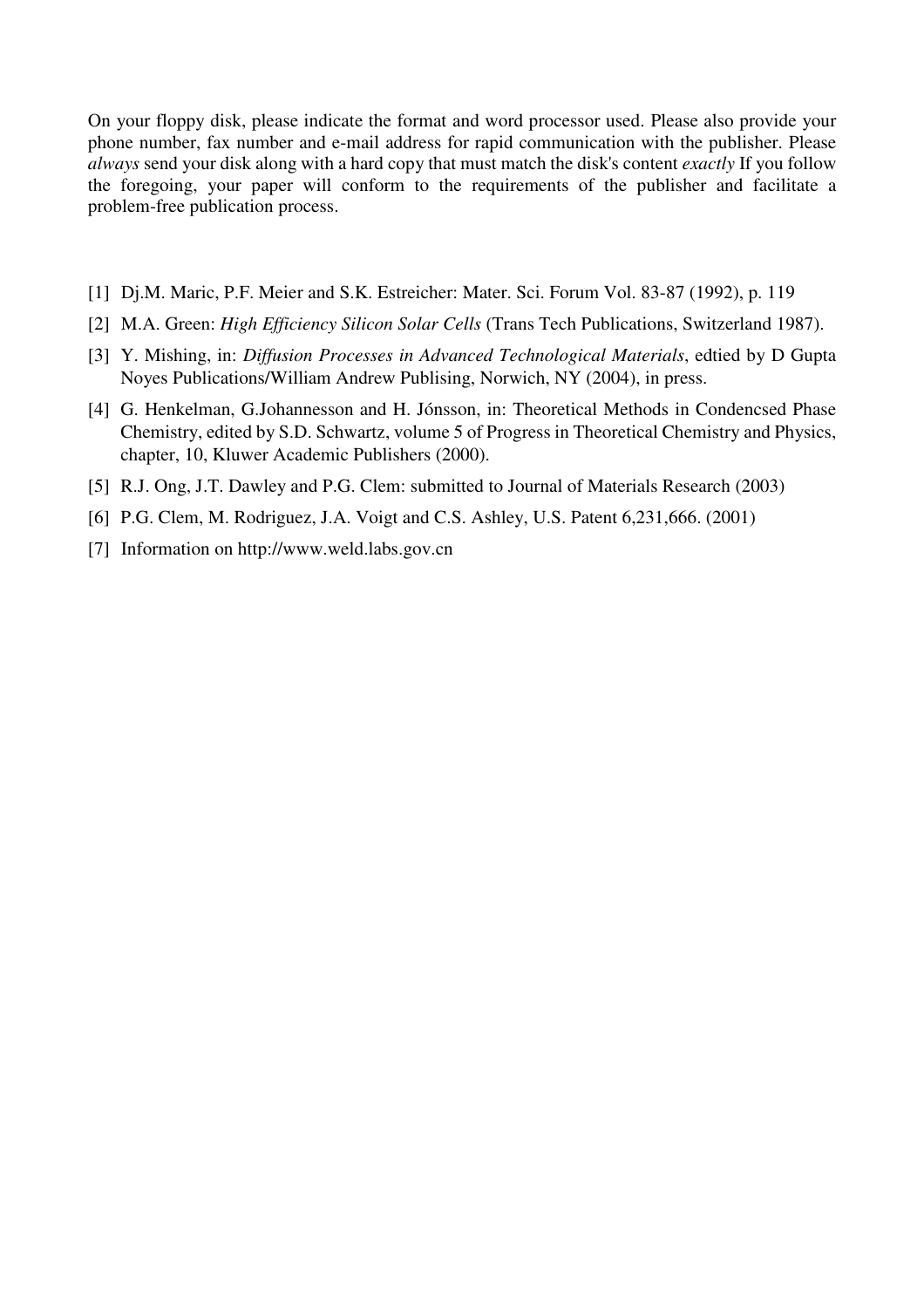On your floppy disk, please indicate the format and word processor used. Please also provide your phone number, fax number and e-mail address for rapid communication with the publisher. Please *always* send your disk along with a hard copy that must match the disk's content *exactly* If you follow the foregoing, your paper will conform to the requirements of the publisher and facilitate a problem-free publication process.

[1] Dj.M. Maric, P.F. Meier and S.K. Estreicher: Mater. Sci. Forum Vol. 83-87 (1992), p. 119

[2] M.A. Green: *High Efficiency Silicon Solar Cells* (Trans Tech Publications, Switzerland 1987).

[3] Y. Mishing, in: *Diffusion Processes in Advanced Technological Materials*, edtied by D Gupta Noyes Publications/William Andrew Publising, Norwich, NY (2004), in press.

[4] G. Henkelman, G.Johannesson and H. Jónsson, in: Theoretical Methods in Condencsed Phase Chemistry, edited by S.D. Schwartz, volume 5 of Progress in Theoretical Chemistry and Physics, chapter, 10, Kluwer Academic Publishers (2000).

[5] R.J. Ong, J.T. Dawley and P.G. Clem: submitted to Journal of Materials Research (2003)

[6] P.G. Clem, M. Rodriguez, J.A. Voigt and C.S. Ashley, U.S. Patent 6,231,666. (2001)

[7] Information on http://www.weld.labs.gov.cn